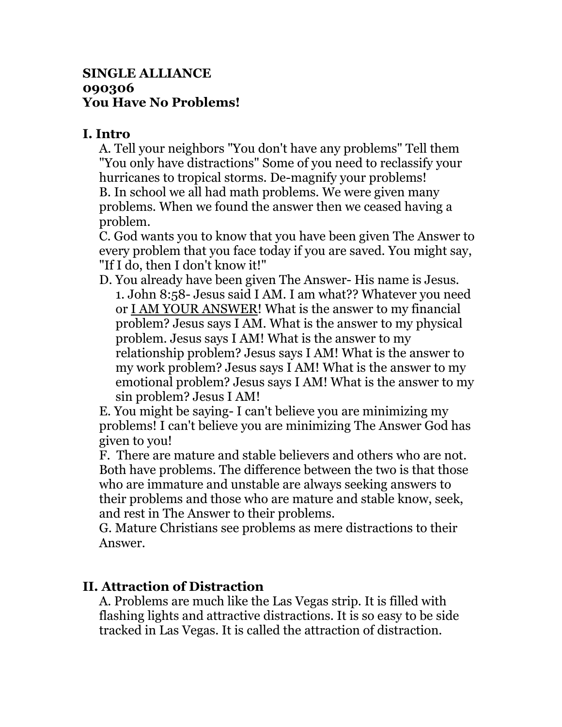**SINGLE ALLIANCE**
**090306**
**You Have No Problems!**

## I. Intro

A. Tell your neighbors "You don't have any problems" Tell them "You only have distractions" Some of you need to reclassify your hurricanes to tropical storms. De-magnify your problems!

B. In school we all had math problems. We were given many problems. When we found the answer then we ceased having a problem.

C. God wants you to know that you have been given The Answer to every problem that you face today if you are saved. You might say, "If I do, then I don't know it!"

D. You already have been given The Answer- His name is Jesus.

1. John 8:58- Jesus said I AM. I am what?? Whatever you need or <u>I AM YOUR ANSWER</u>! What is the answer to my financial problem? Jesus says I AM. What is the answer to my physical problem. Jesus says I AM! What is the answer to my relationship problem? Jesus says I AM! What is the answer to my work problem? Jesus says I AM! What is the answer to my emotional problem? Jesus says I AM! What is the answer to my sin problem? Jesus I AM!

E. You might be saying- I can't believe you are minimizing my problems! I can't believe you are minimizing The Answer God has given to you!

F. There are mature and stable believers and others who are not. Both have problems. The difference between the two is that those who are immature and unstable are always seeking answers to their problems and those who are mature and stable know, seek, and rest in The Answer to their problems.

G. Mature Christians see problems as mere distractions to their Answer.

## II. Attraction of Distraction

A. Problems are much like the Las Vegas strip. It is filled with flashing lights and attractive distractions. It is so easy to be side tracked in Las Vegas. It is called the attraction of distraction.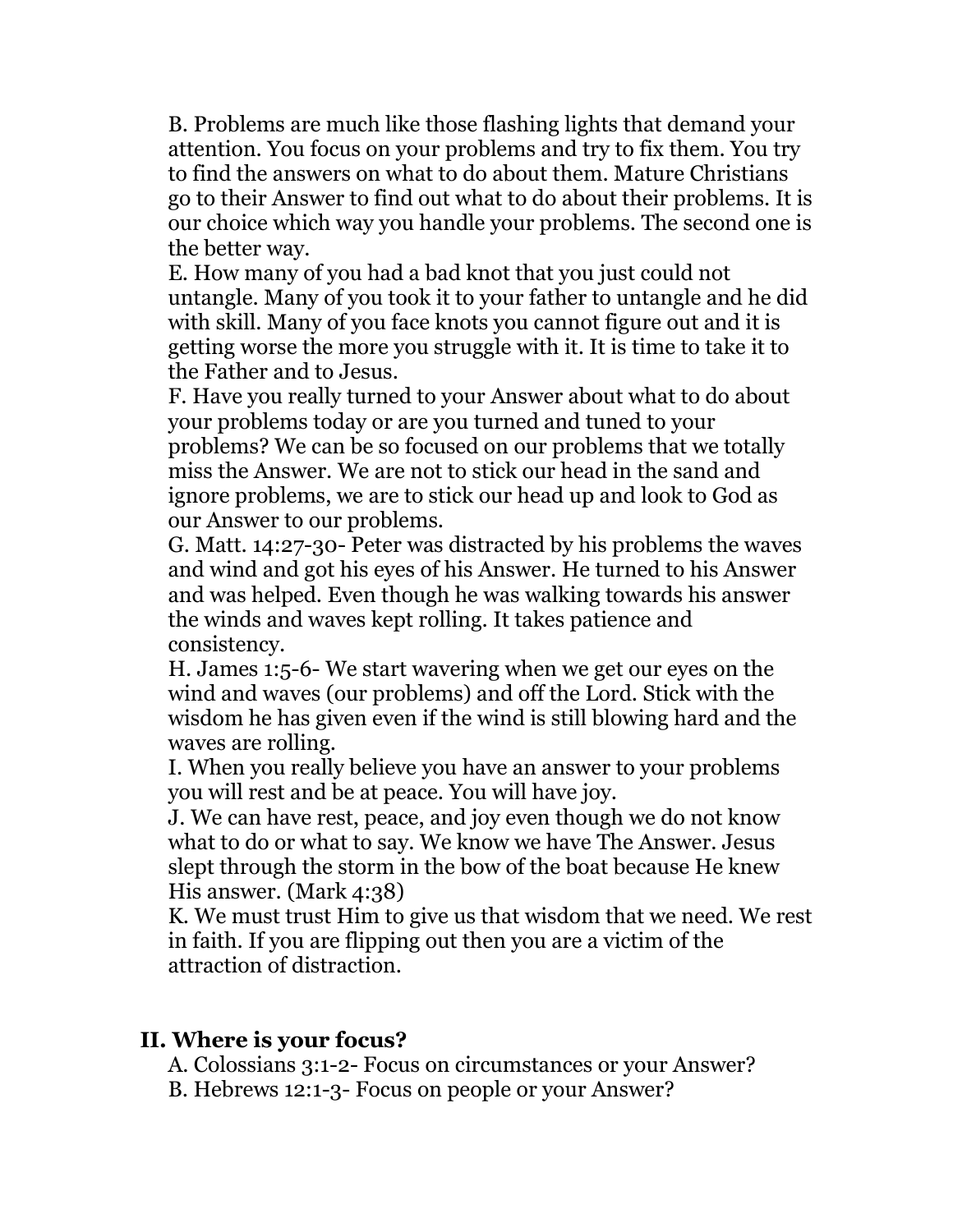B. Problems are much like those flashing lights that demand your attention. You focus on your problems and try to fix them. You try to find the answers on what to do about them. Mature Christians go to their Answer to find out what to do about their problems. It is our choice which way you handle your problems. The second one is the better way.

E. How many of you had a bad knot that you just could not untangle. Many of you took it to your father to untangle and he did with skill. Many of you face knots you cannot figure out and it is getting worse the more you struggle with it. It is time to take it to the Father and to Jesus.

F. Have you really turned to your Answer about what to do about your problems today or are you turned and tuned to your problems? We can be so focused on our problems that we totally miss the Answer. We are not to stick our head in the sand and ignore problems, we are to stick our head up and look to God as our Answer to our problems.

G. Matt. 14:27-30- Peter was distracted by his problems the waves and wind and got his eyes of his Answer. He turned to his Answer and was helped. Even though he was walking towards his answer the winds and waves kept rolling. It takes patience and consistency.

H. James 1:5-6- We start wavering when we get our eyes on the wind and waves (our problems) and off the Lord. Stick with the wisdom he has given even if the wind is still blowing hard and the waves are rolling.

I. When you really believe you have an answer to your problems you will rest and be at peace. You will have joy.

J. We can have rest, peace, and joy even though we do not know what to do or what to say. We know we have The Answer. Jesus slept through the storm in the bow of the boat because He knew His answer. (Mark 4:38)

K. We must trust Him to give us that wisdom that we need. We rest in faith. If you are flipping out then you are a victim of the attraction of distraction.

## II. Where is your focus?

A. Colossians 3:1-2- Focus on circumstances or your Answer?

B. Hebrews 12:1-3- Focus on people or your Answer?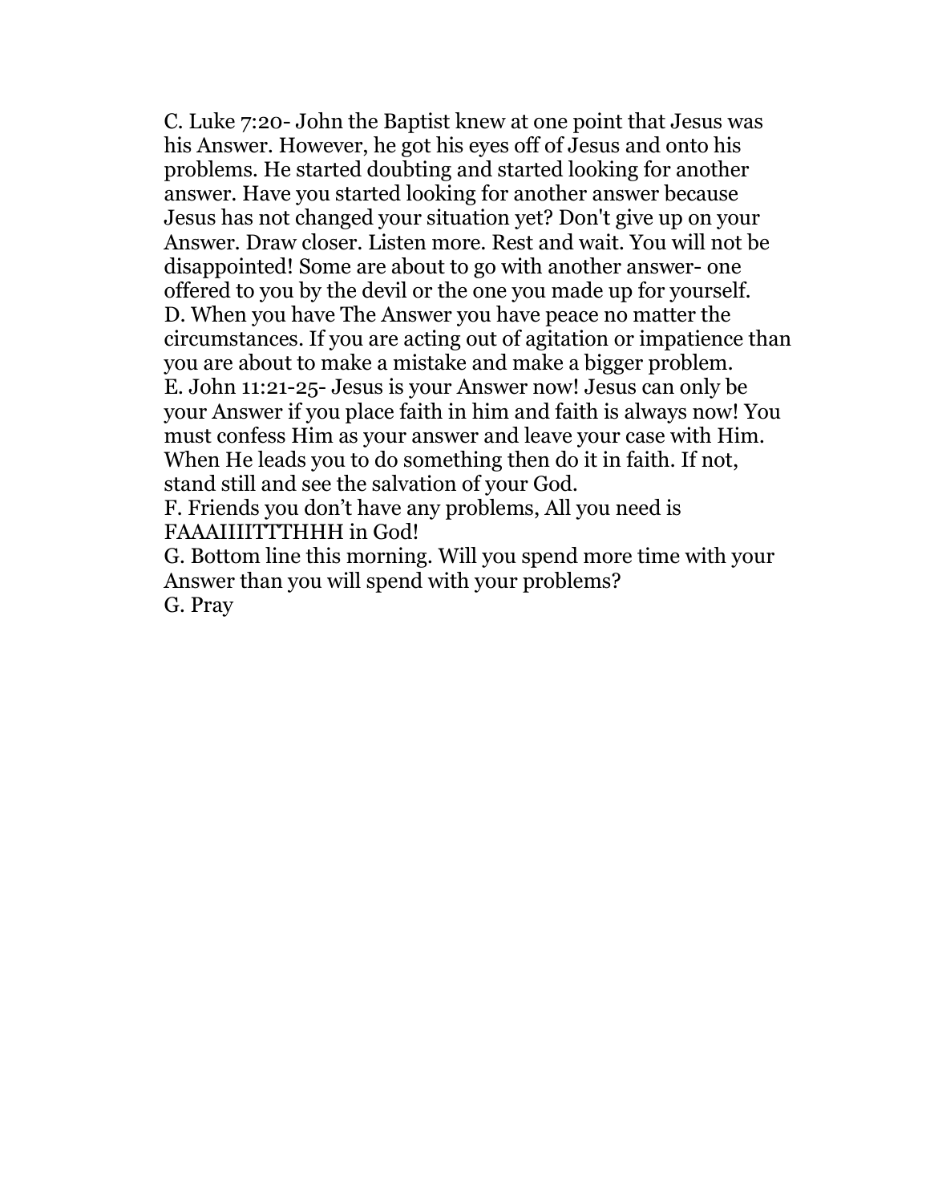C. Luke 7:20- John the Baptist knew at one point that Jesus was his Answer. However, he got his eyes off of Jesus and onto his problems. He started doubting and started looking for another answer. Have you started looking for another answer because Jesus has not changed your situation yet? Don't give up on your Answer. Draw closer. Listen more. Rest and wait. You will not be disappointed! Some are about to go with another answer- one offered to you by the devil or the one you made up for yourself.
D. When you have The Answer you have peace no matter the circumstances. If you are acting out of agitation or impatience than you are about to make a mistake and make a bigger problem.
E. John 11:21-25- Jesus is your Answer now! Jesus can only be your Answer if you place faith in him and faith is always now! You must confess Him as your answer and leave your case with Him. When He leads you to do something then do it in faith. If not, stand still and see the salvation of your God.
F. Friends you don't have any problems, All you need is FAAAIIIITTTHHH in God!
G. Bottom line this morning. Will you spend more time with your Answer than you will spend with your problems?
G. Pray